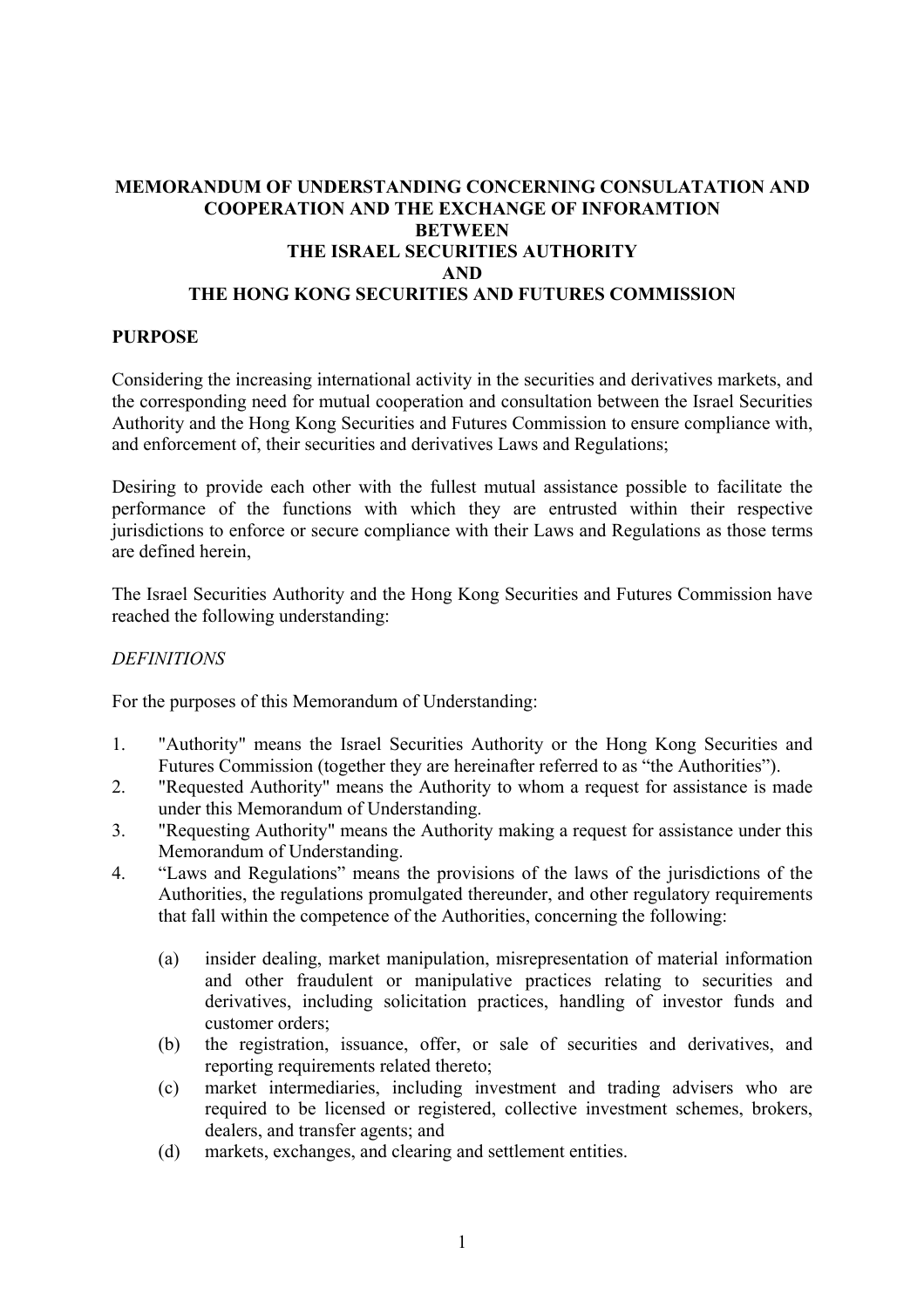# MEMORANDUM OF UNDERSTANDING CONCERNING CONSULATATION AND COOPERATION AND THE EXCHANGE OF INFORAMTION BETWEEN THE ISRAEL SECURITIES AUTHORITY AND THE HONG KONG SECURITIES AND FUTURES COMMISSION

## PURPOSE

Considering the increasing international activity in the securities and derivatives markets, and the corresponding need for mutual cooperation and consultation between the Israel Securities Authority and the Hong Kong Securities and Futures Commission to ensure compliance with, and enforcement of, their securities and derivatives Laws and Regulations;

Desiring to provide each other with the fullest mutual assistance possible to facilitate the performance of the functions with which they are entrusted within their respective jurisdictions to enforce or secure compliance with their Laws and Regulations as those terms are defined herein,

The Israel Securities Authority and the Hong Kong Securities and Futures Commission have reached the following understanding:

### *DEFINITIONS*

For the purposes of this Memorandum of Understanding:

1. "Authority" means the Israel Securities Authority or the Hong Kong Securities and Futures Commission (together they are hereinafter referred to as "the Authorities").
2. "Requested Authority" means the Authority to whom a request for assistance is made under this Memorandum of Understanding.
3. "Requesting Authority" means the Authority making a request for assistance under this Memorandum of Understanding.
4. "Laws and Regulations" means the provisions of the laws of the jurisdictions of the Authorities, the regulations promulgated thereunder, and other regulatory requirements that fall within the competence of the Authorities, concerning the following:

   (a) insider dealing, market manipulation, misrepresentation of material information and other fraudulent or manipulative practices relating to securities and derivatives, including solicitation practices, handling of investor funds and customer orders;

   (b) the registration, issuance, offer, or sale of securities and derivatives, and reporting requirements related thereto;

   (c) market intermediaries, including investment and trading advisers who are required to be licensed or registered, collective investment schemes, brokers, dealers, and transfer agents; and

   (d) markets, exchanges, and clearing and settlement entities.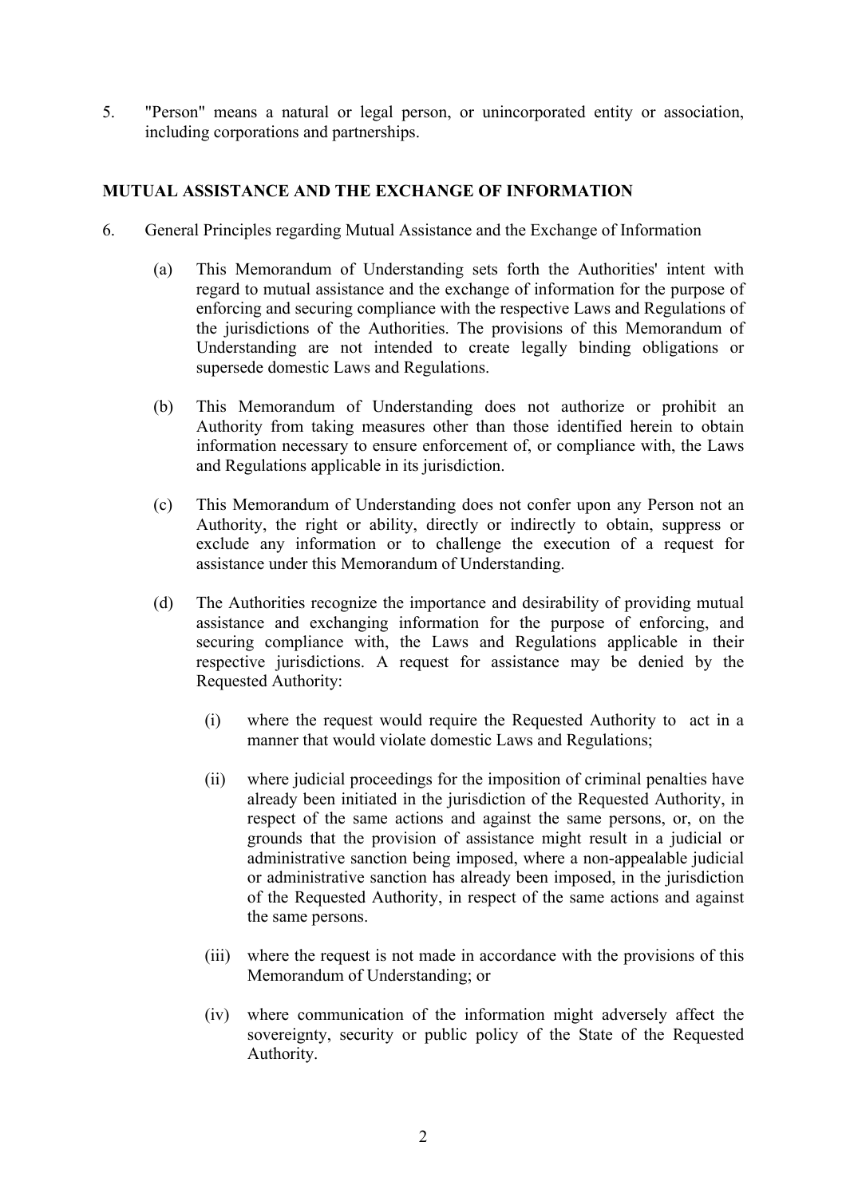5. "Person" means a natural or legal person, or unincorporated entity or association, including corporations and partnerships.

**MUTUAL ASSISTANCE AND THE EXCHANGE OF INFORMATION**

6. General Principles regarding Mutual Assistance and the Exchange of Information

   (a) This Memorandum of Understanding sets forth the Authorities' intent with regard to mutual assistance and the exchange of information for the purpose of enforcing and securing compliance with the respective Laws and Regulations of the jurisdictions of the Authorities. The provisions of this Memorandum of Understanding are not intended to create legally binding obligations or supersede domestic Laws and Regulations.

   (b) This Memorandum of Understanding does not authorize or prohibit an Authority from taking measures other than those identified herein to obtain information necessary to ensure enforcement of, or compliance with, the Laws and Regulations applicable in its jurisdiction.

   (c) This Memorandum of Understanding does not confer upon any Person not an Authority, the right or ability, directly or indirectly to obtain, suppress or exclude any information or to challenge the execution of a request for assistance under this Memorandum of Understanding.

   (d) The Authorities recognize the importance and desirability of providing mutual assistance and exchanging information for the purpose of enforcing, and securing compliance with, the Laws and Regulations applicable in their respective jurisdictions. A request for assistance may be denied by the Requested Authority:

      (i) where the request would require the Requested Authority to act in a manner that would violate domestic Laws and Regulations;

      (ii) where judicial proceedings for the imposition of criminal penalties have already been initiated in the jurisdiction of the Requested Authority, in respect of the same actions and against the same persons, or, on the grounds that the provision of assistance might result in a judicial or administrative sanction being imposed, where a non-appealable judicial or administrative sanction has already been imposed, in the jurisdiction of the Requested Authority, in respect of the same actions and against the same persons.

      (iii) where the request is not made in accordance with the provisions of this Memorandum of Understanding; or

      (iv) where communication of the information might adversely affect the sovereignty, security or public policy of the State of the Requested Authority.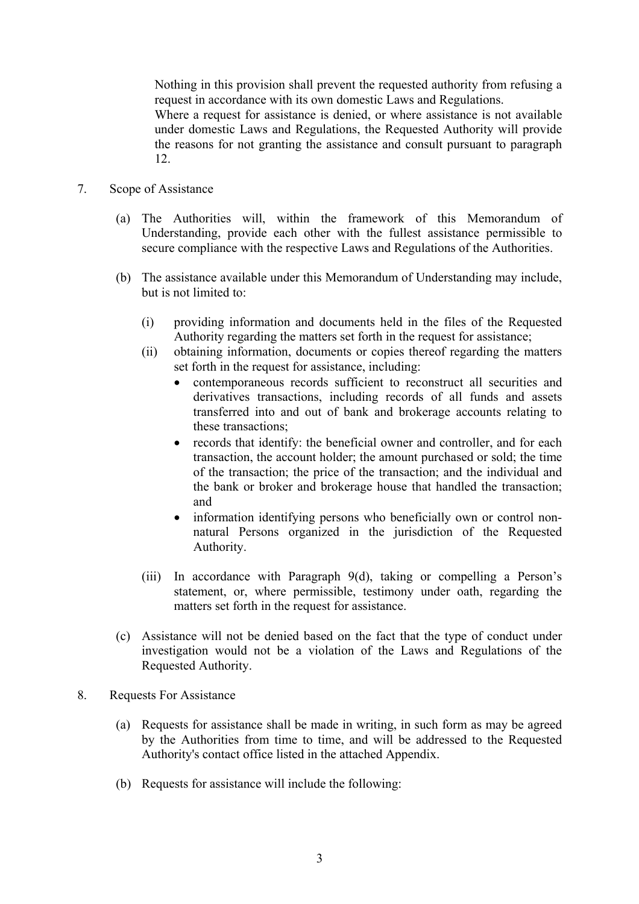Nothing in this provision shall prevent the requested authority from refusing a request in accordance with its own domestic Laws and Regulations.
Where a request for assistance is denied, or where assistance is not available under domestic Laws and Regulations, the Requested Authority will provide the reasons for not granting the assistance and consult pursuant to paragraph 12.

7. Scope of Assistance

   (a) The Authorities will, within the framework of this Memorandum of Understanding, provide each other with the fullest assistance permissible to secure compliance with the respective Laws and Regulations of the Authorities.

   (b) The assistance available under this Memorandum of Understanding may include, but is not limited to:

      (i) providing information and documents held in the files of the Requested Authority regarding the matters set forth in the request for assistance;

      (ii) obtaining information, documents or copies thereof regarding the matters set forth in the request for assistance, including:
         - contemporaneous records sufficient to reconstruct all securities and derivatives transactions, including records of all funds and assets transferred into and out of bank and brokerage accounts relating to these transactions;
         - records that identify: the beneficial owner and controller, and for each transaction, the account holder; the amount purchased or sold; the time of the transaction; the price of the transaction; and the individual and the bank or broker and brokerage house that handled the transaction; and
         - information identifying persons who beneficially own or control non-natural Persons organized in the jurisdiction of the Requested Authority.

      (iii) In accordance with Paragraph 9(d), taking or compelling a Person's statement, or, where permissible, testimony under oath, regarding the matters set forth in the request for assistance.

   (c) Assistance will not be denied based on the fact that the type of conduct under investigation would not be a violation of the Laws and Regulations of the Requested Authority.

8. Requests For Assistance

   (a) Requests for assistance shall be made in writing, in such form as may be agreed by the Authorities from time to time, and will be addressed to the Requested Authority's contact office listed in the attached Appendix.

   (b) Requests for assistance will include the following: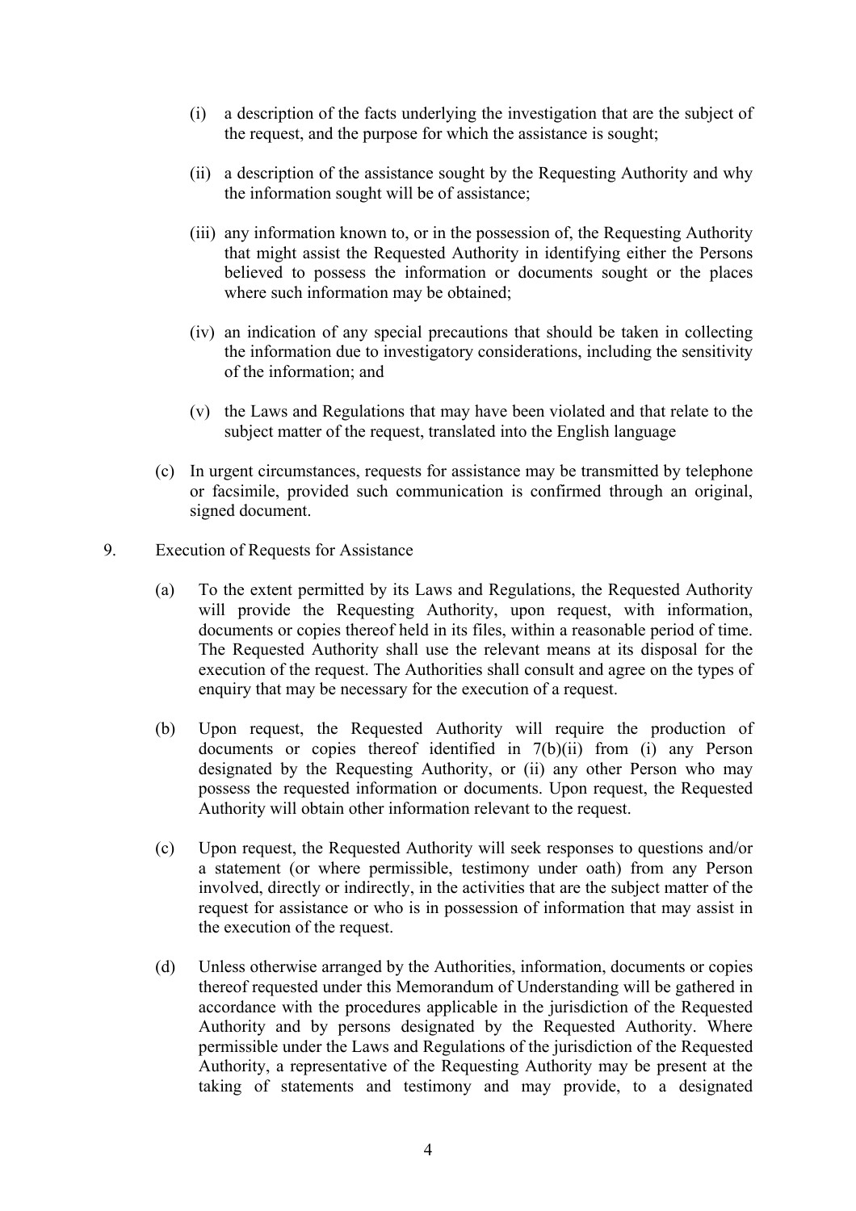(i) a description of the facts underlying the investigation that are the subject of the request, and the purpose for which the assistance is sought;

(ii) a description of the assistance sought by the Requesting Authority and why the information sought will be of assistance;

(iii) any information known to, or in the possession of, the Requesting Authority that might assist the Requested Authority in identifying either the Persons believed to possess the information or documents sought or the places where such information may be obtained;

(iv) an indication of any special precautions that should be taken in collecting the information due to investigatory considerations, including the sensitivity of the information; and

(v) the Laws and Regulations that may have been violated and that relate to the subject matter of the request, translated into the English language

(c) In urgent circumstances, requests for assistance may be transmitted by telephone or facsimile, provided such communication is confirmed through an original, signed document.

9. Execution of Requests for Assistance

(a) To the extent permitted by its Laws and Regulations, the Requested Authority will provide the Requesting Authority, upon request, with information, documents or copies thereof held in its files, within a reasonable period of time. The Requested Authority shall use the relevant means at its disposal for the execution of the request. The Authorities shall consult and agree on the types of enquiry that may be necessary for the execution of a request.

(b) Upon request, the Requested Authority will require the production of documents or copies thereof identified in 7(b)(ii) from (i) any Person designated by the Requesting Authority, or (ii) any other Person who may possess the requested information or documents. Upon request, the Requested Authority will obtain other information relevant to the request.

(c) Upon request, the Requested Authority will seek responses to questions and/or a statement (or where permissible, testimony under oath) from any Person involved, directly or indirectly, in the activities that are the subject matter of the request for assistance or who is in possession of information that may assist in the execution of the request.

(d) Unless otherwise arranged by the Authorities, information, documents or copies thereof requested under this Memorandum of Understanding will be gathered in accordance with the procedures applicable in the jurisdiction of the Requested Authority and by persons designated by the Requested Authority. Where permissible under the Laws and Regulations of the jurisdiction of the Requested Authority, a representative of the Requesting Authority may be present at the taking of statements and testimony and may provide, to a designated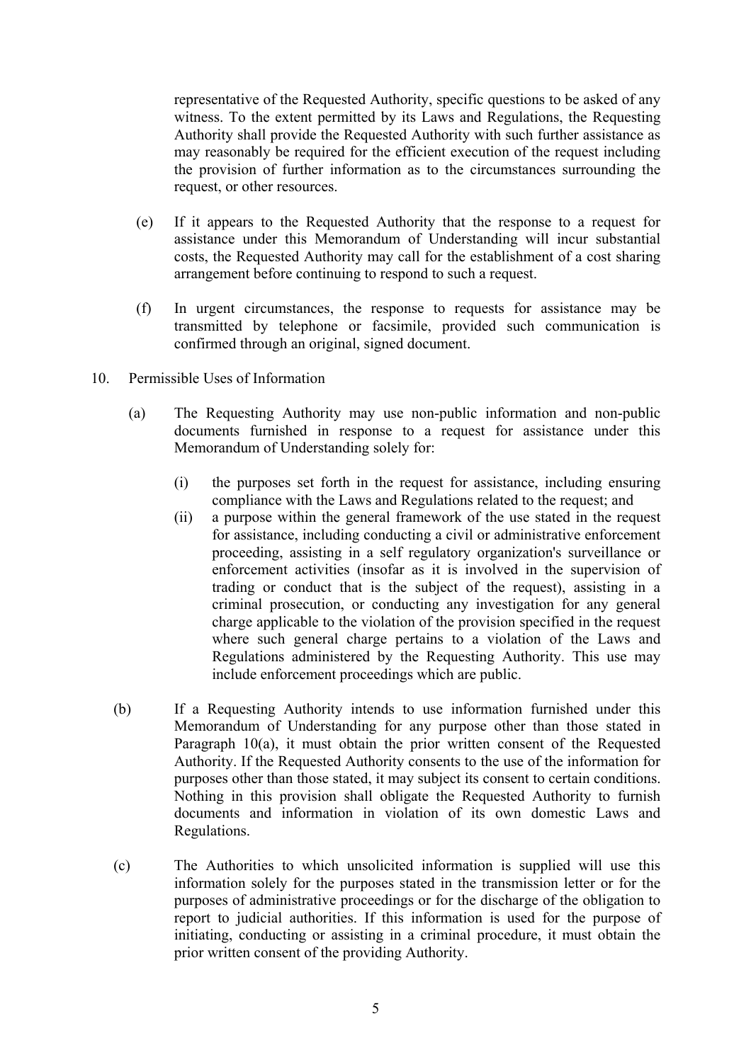representative of the Requested Authority, specific questions to be asked of any witness. To the extent permitted by its Laws and Regulations, the Requesting Authority shall provide the Requested Authority with such further assistance as may reasonably be required for the efficient execution of the request including the provision of further information as to the circumstances surrounding the request, or other resources.

(e) If it appears to the Requested Authority that the response to a request for assistance under this Memorandum of Understanding will incur substantial costs, the Requested Authority may call for the establishment of a cost sharing arrangement before continuing to respond to such a request.

(f) In urgent circumstances, the response to requests for assistance may be transmitted by telephone or facsimile, provided such communication is confirmed through an original, signed document.

10. Permissible Uses of Information

(a) The Requesting Authority may use non-public information and non-public documents furnished in response to a request for assistance under this Memorandum of Understanding solely for:

(i) the purposes set forth in the request for assistance, including ensuring compliance with the Laws and Regulations related to the request; and

(ii) a purpose within the general framework of the use stated in the request for assistance, including conducting a civil or administrative enforcement proceeding, assisting in a self regulatory organization's surveillance or enforcement activities (insofar as it is involved in the supervision of trading or conduct that is the subject of the request), assisting in a criminal prosecution, or conducting any investigation for any general charge applicable to the violation of the provision specified in the request where such general charge pertains to a violation of the Laws and Regulations administered by the Requesting Authority. This use may include enforcement proceedings which are public.

(b) If a Requesting Authority intends to use information furnished under this Memorandum of Understanding for any purpose other than those stated in Paragraph 10(a), it must obtain the prior written consent of the Requested Authority. If the Requested Authority consents to the use of the information for purposes other than those stated, it may subject its consent to certain conditions. Nothing in this provision shall obligate the Requested Authority to furnish documents and information in violation of its own domestic Laws and Regulations.

(c) The Authorities to which unsolicited information is supplied will use this information solely for the purposes stated in the transmission letter or for the purposes of administrative proceedings or for the discharge of the obligation to report to judicial authorities. If this information is used for the purpose of initiating, conducting or assisting in a criminal procedure, it must obtain the prior written consent of the providing Authority.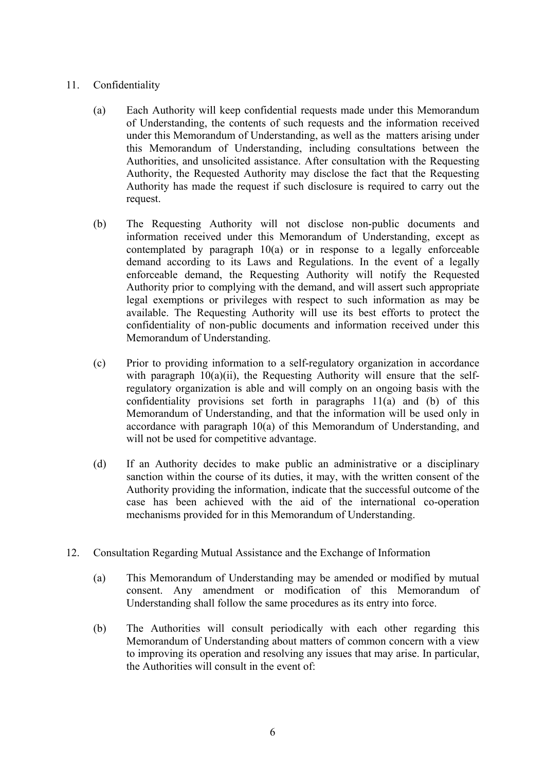11. Confidentiality

    (a) Each Authority will keep confidential requests made under this Memorandum of Understanding, the contents of such requests and the information received under this Memorandum of Understanding, as well as the matters arising under this Memorandum of Understanding, including consultations between the Authorities, and unsolicited assistance. After consultation with the Requesting Authority, the Requested Authority may disclose the fact that the Requesting Authority has made the request if such disclosure is required to carry out the request.

    (b) The Requesting Authority will not disclose non-public documents and information received under this Memorandum of Understanding, except as contemplated by paragraph 10(a) or in response to a legally enforceable demand according to its Laws and Regulations. In the event of a legally enforceable demand, the Requesting Authority will notify the Requested Authority prior to complying with the demand, and will assert such appropriate legal exemptions or privileges with respect to such information as may be available. The Requesting Authority will use its best efforts to protect the confidentiality of non-public documents and information received under this Memorandum of Understanding.

    (c) Prior to providing information to a self-regulatory organization in accordance with paragraph 10(a)(ii), the Requesting Authority will ensure that the self-regulatory organization is able and will comply on an ongoing basis with the confidentiality provisions set forth in paragraphs 11(a) and (b) of this Memorandum of Understanding, and that the information will be used only in accordance with paragraph 10(a) of this Memorandum of Understanding, and will not be used for competitive advantage.

    (d) If an Authority decides to make public an administrative or a disciplinary sanction within the course of its duties, it may, with the written consent of the Authority providing the information, indicate that the successful outcome of the case has been achieved with the aid of the international co-operation mechanisms provided for in this Memorandum of Understanding.

12. Consultation Regarding Mutual Assistance and the Exchange of Information

    (a) This Memorandum of Understanding may be amended or modified by mutual consent. Any amendment or modification of this Memorandum of Understanding shall follow the same procedures as its entry into force.

    (b) The Authorities will consult periodically with each other regarding this Memorandum of Understanding about matters of common concern with a view to improving its operation and resolving any issues that may arise. In particular, the Authorities will consult in the event of: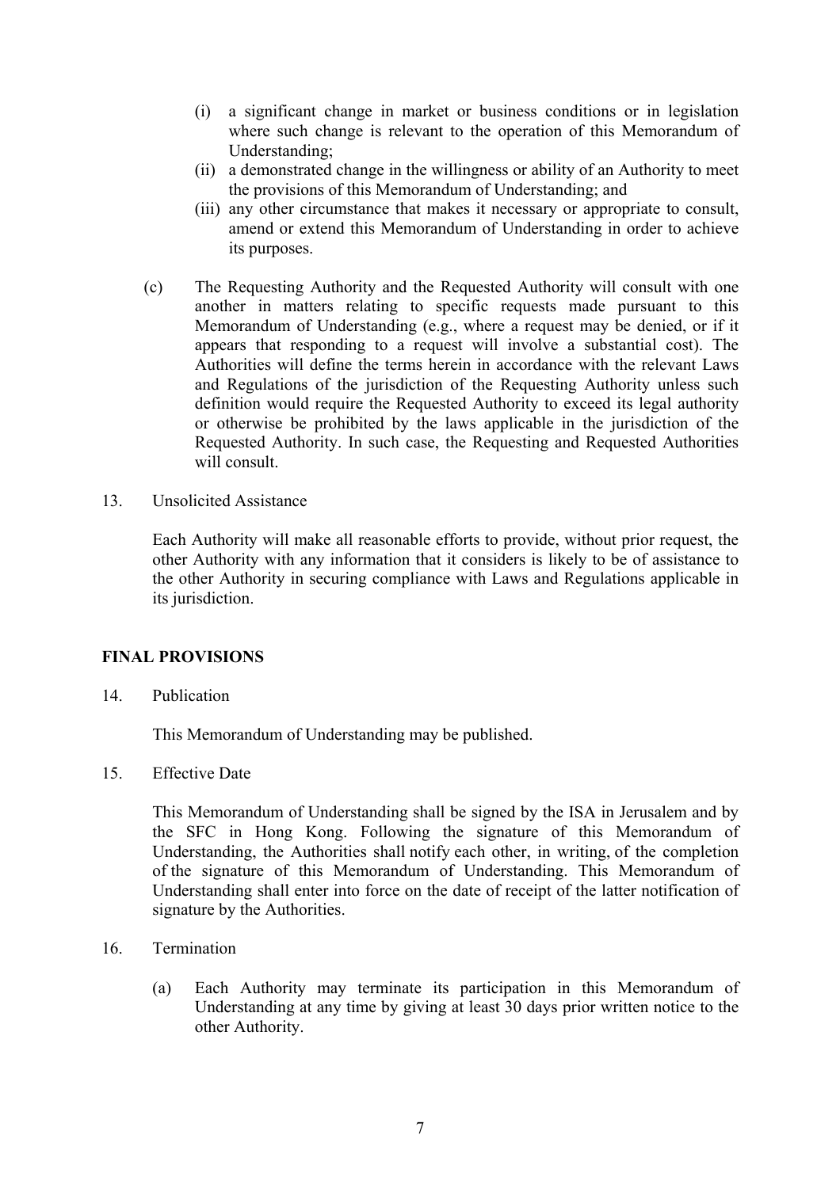(i) a significant change in market or business conditions or in legislation where such change is relevant to the operation of this Memorandum of Understanding;

(ii) a demonstrated change in the willingness or ability of an Authority to meet the provisions of this Memorandum of Understanding; and

(iii) any other circumstance that makes it necessary or appropriate to consult, amend or extend this Memorandum of Understanding in order to achieve its purposes.

(c) The Requesting Authority and the Requested Authority will consult with one another in matters relating to specific requests made pursuant to this Memorandum of Understanding (e.g., where a request may be denied, or if it appears that responding to a request will involve a substantial cost). The Authorities will define the terms herein in accordance with the relevant Laws and Regulations of the jurisdiction of the Requesting Authority unless such definition would require the Requested Authority to exceed its legal authority or otherwise be prohibited by the laws applicable in the jurisdiction of the Requested Authority. In such case, the Requesting and Requested Authorities will consult.

13. Unsolicited Assistance

Each Authority will make all reasonable efforts to provide, without prior request, the other Authority with any information that it considers is likely to be of assistance to the other Authority in securing compliance with Laws and Regulations applicable in its jurisdiction.

## FINAL PROVISIONS

14. Publication

This Memorandum of Understanding may be published.

15. Effective Date

This Memorandum of Understanding shall be signed by the ISA in Jerusalem and by the SFC in Hong Kong. Following the signature of this Memorandum of Understanding, the Authorities shall notify each other, in writing, of the completion of the signature of this Memorandum of Understanding. This Memorandum of Understanding shall enter into force on the date of receipt of the latter notification of signature by the Authorities.

16. Termination

(a) Each Authority may terminate its participation in this Memorandum of Understanding at any time by giving at least 30 days prior written notice to the other Authority.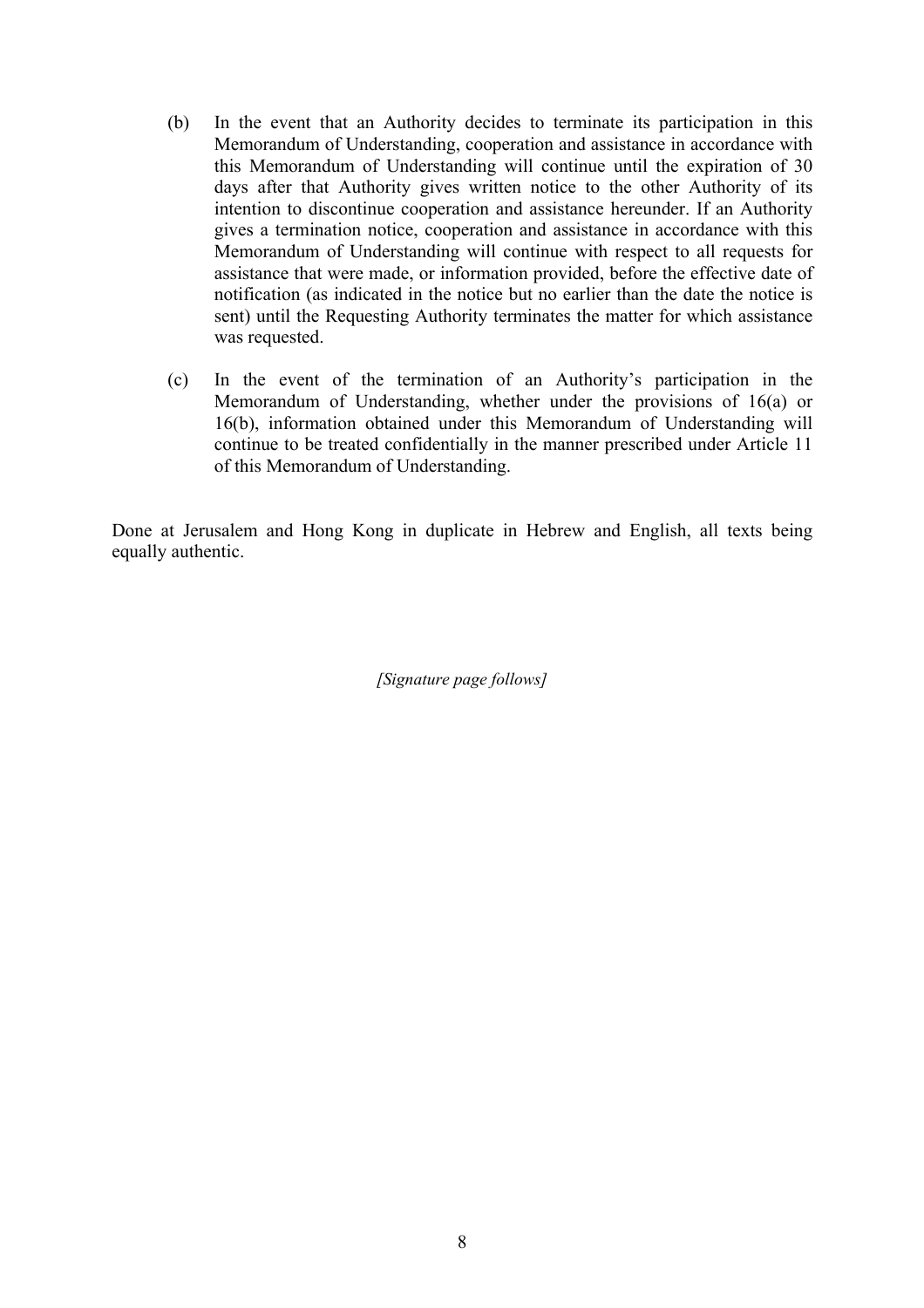(b) In the event that an Authority decides to terminate its participation in this Memorandum of Understanding, cooperation and assistance in accordance with this Memorandum of Understanding will continue until the expiration of 30 days after that Authority gives written notice to the other Authority of its intention to discontinue cooperation and assistance hereunder. If an Authority gives a termination notice, cooperation and assistance in accordance with this Memorandum of Understanding will continue with respect to all requests for assistance that were made, or information provided, before the effective date of notification (as indicated in the notice but no earlier than the date the notice is sent) until the Requesting Authority terminates the matter for which assistance was requested.

(c) In the event of the termination of an Authority's participation in the Memorandum of Understanding, whether under the provisions of 16(a) or 16(b), information obtained under this Memorandum of Understanding will continue to be treated confidentially in the manner prescribed under Article 11 of this Memorandum of Understanding.

Done at Jerusalem and Hong Kong in duplicate in Hebrew and English, all texts being equally authentic.

*[Signature page follows]*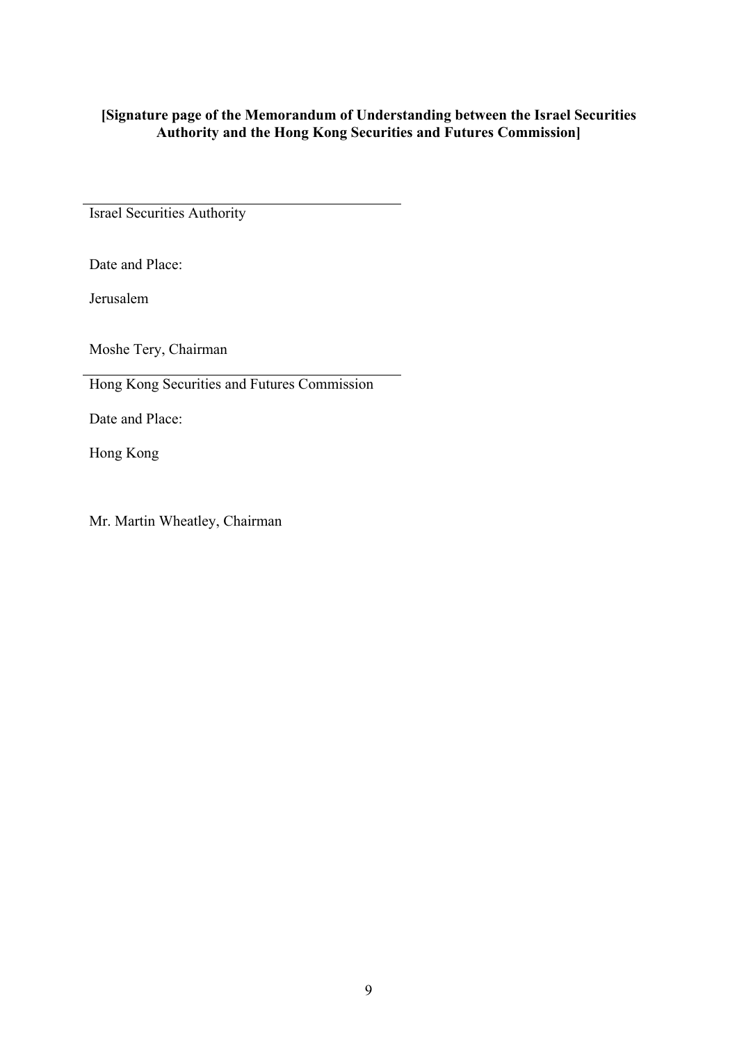**[Signature page of the Memorandum of Understanding between the Israel Securities Authority and the Hong Kong Securities and Futures Commission]**

\_\_\_\_\_\_\_\_\_\_\_\_\_\_\_\_\_\_\_\_\_\_\_\_\_\_\_\_\_\_\_\_\_\_\_\_\_\_\_\_

Israel Securities Authority

Date and Place:

Jerusalem

Moshe Tery, Chairman

\_\_\_\_\_\_\_\_\_\_\_\_\_\_\_\_\_\_\_\_\_\_\_\_\_\_\_\_\_\_\_\_\_\_\_\_\_\_\_\_

Hong Kong Securities and Futures Commission

Date and Place:

Hong Kong

Mr. Martin Wheatley, Chairman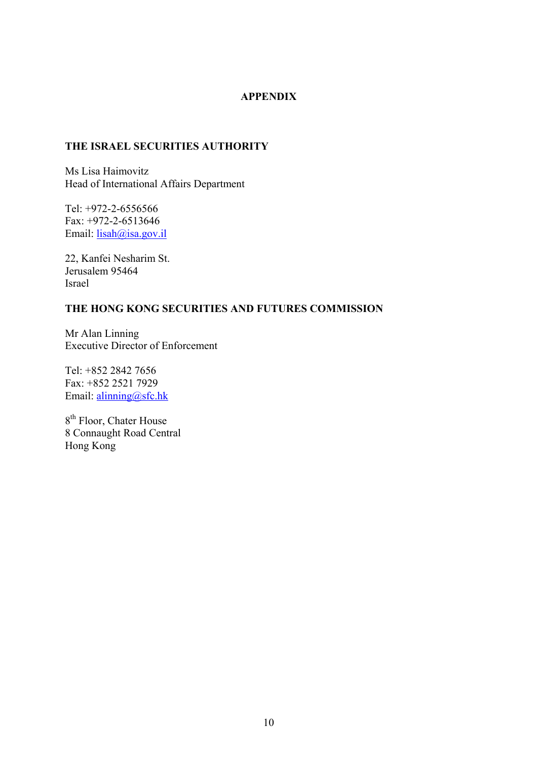# APPENDIX

## THE ISRAEL SECURITIES AUTHORITY

Ms Lisa Haimovitz
Head of International Affairs Department

Tel: +972-2-6556566
Fax: +972-2-6513646
Email: lisah@isa.gov.il

22, Kanfei Nesharim St.
Jerusalem 95464
Israel

## THE HONG KONG SECURITIES AND FUTURES COMMISSION

Mr Alan Linning
Executive Director of Enforcement

Tel: +852 2842 7656
Fax: +852 2521 7929
Email: alinning@sfc.hk

8th Floor, Chater House
8 Connaught Road Central
Hong Kong